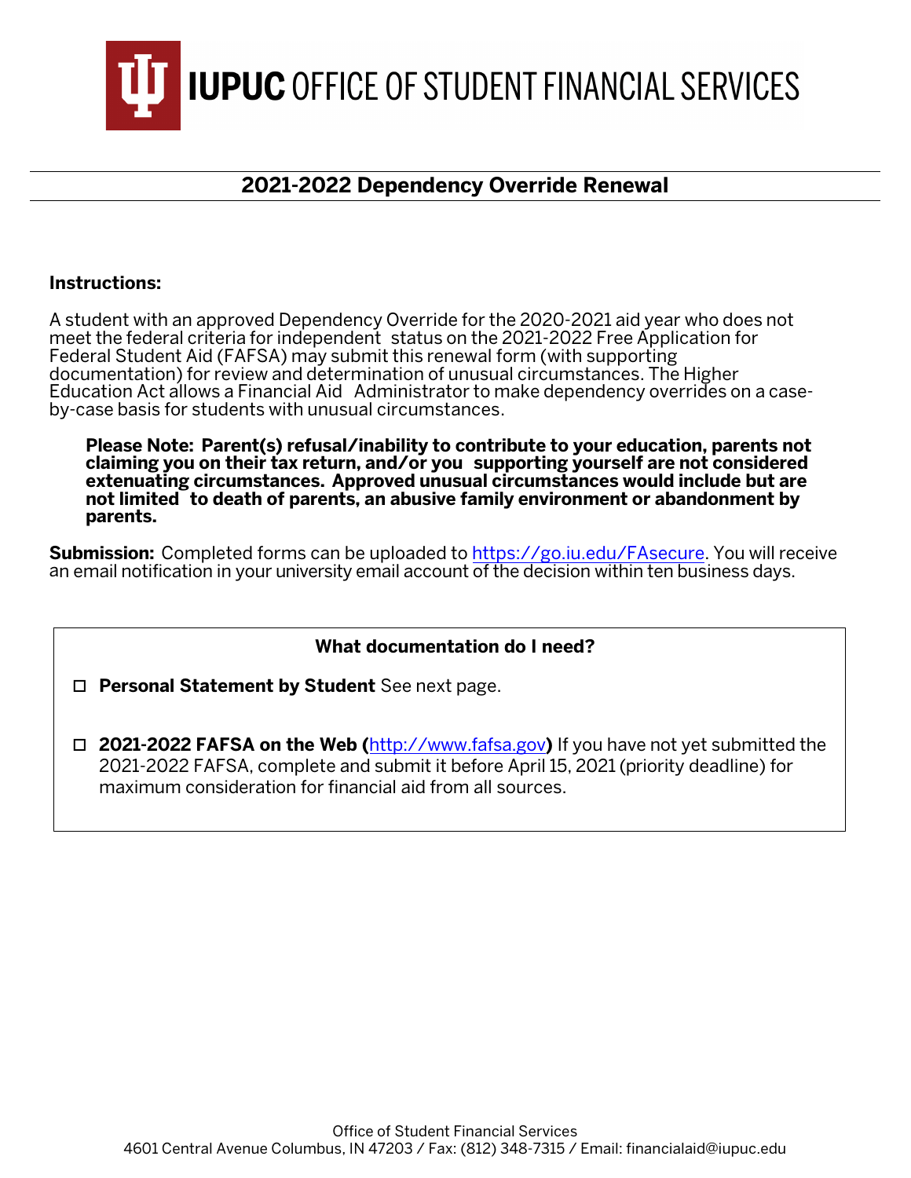# IUPUC OFFICE OF STUDENT FINANCIAL SERVICES

## 2021-2022 Dependency Override Renewal

**Instructions:**

A student with an approved Dependency Override for the 2020-2021 aid year who does not meet the federal criteria for independent status on the 2021-2022 Free Application for Federal Student Aid (FAFSA) may submit this renewal form (with supporting documentation) for review and determination of unusual circumstances. The Higher Education Act allows a Financial Aid Administrator to make dependency overrides on a case-by-case basis for students with unusual circumstances.

> **Please Note: Parent(s) refusal/inability to contribute to your education, parents not claiming you on their tax return, and/or you supporting yourself are not considered extenuating circumstances. Approved unusual circumstances would include but are not limited to death of parents, an abusive family environment or abandonment by parents.**

**Submission:** Completed forms can be uploaded to https://go.iu.edu/FAsecure. You will receive an email notification in your university email account of the decision within ten business days.

**What documentation do I need?**

- ☐ **Personal Statement by Student** See next page.
- ☐ **2021-2022 FAFSA on the Web (http://www.fafsa.gov)** If you have not yet submitted the 2021-2022 FAFSA, complete and submit it before April 15, 2021 (priority deadline) for maximum consideration for financial aid from all sources.

Office of Student Financial Services
4601 Central Avenue Columbus, IN 47203 / Fax: (812) 348-7315 / Email: financialaid@iupuc.edu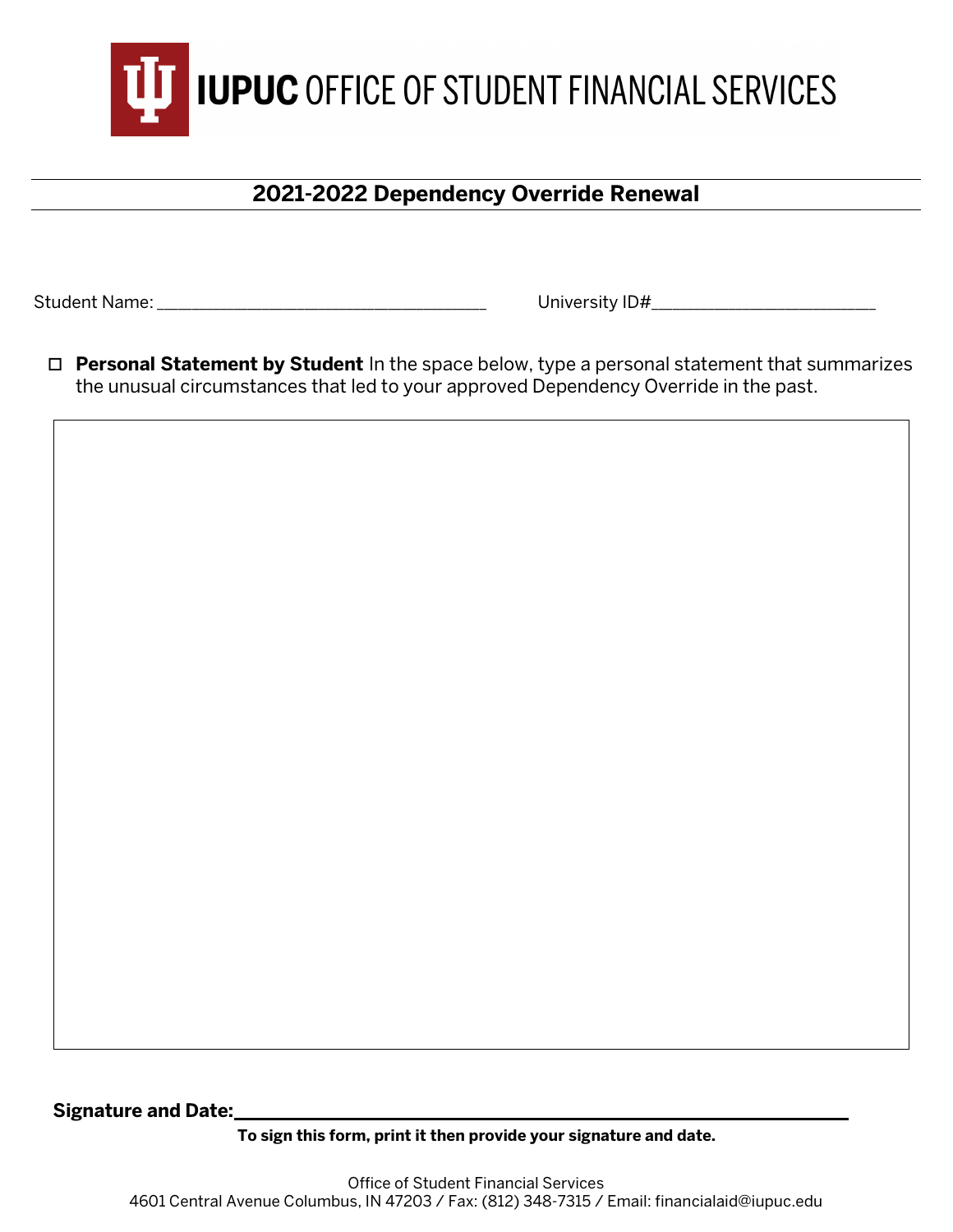# IUPUC OFFICE OF STUDENT FINANCIAL SERVICES

## 2021-2022 Dependency Override Renewal

Student Name: ____________________________________ University ID#________________________

☐ **Personal Statement by Student** In the space below, type a personal statement that summarizes the unusual circumstances that led to your approved Dependency Override in the past.

**Signature and Date:**____________________________________________________________

**To sign this form, print it then provide your signature and date.**

Office of Student Financial Services
4601 Central Avenue Columbus, IN 47203 / Fax: (812) 348-7315 / Email: financialaid@iupuc.edu